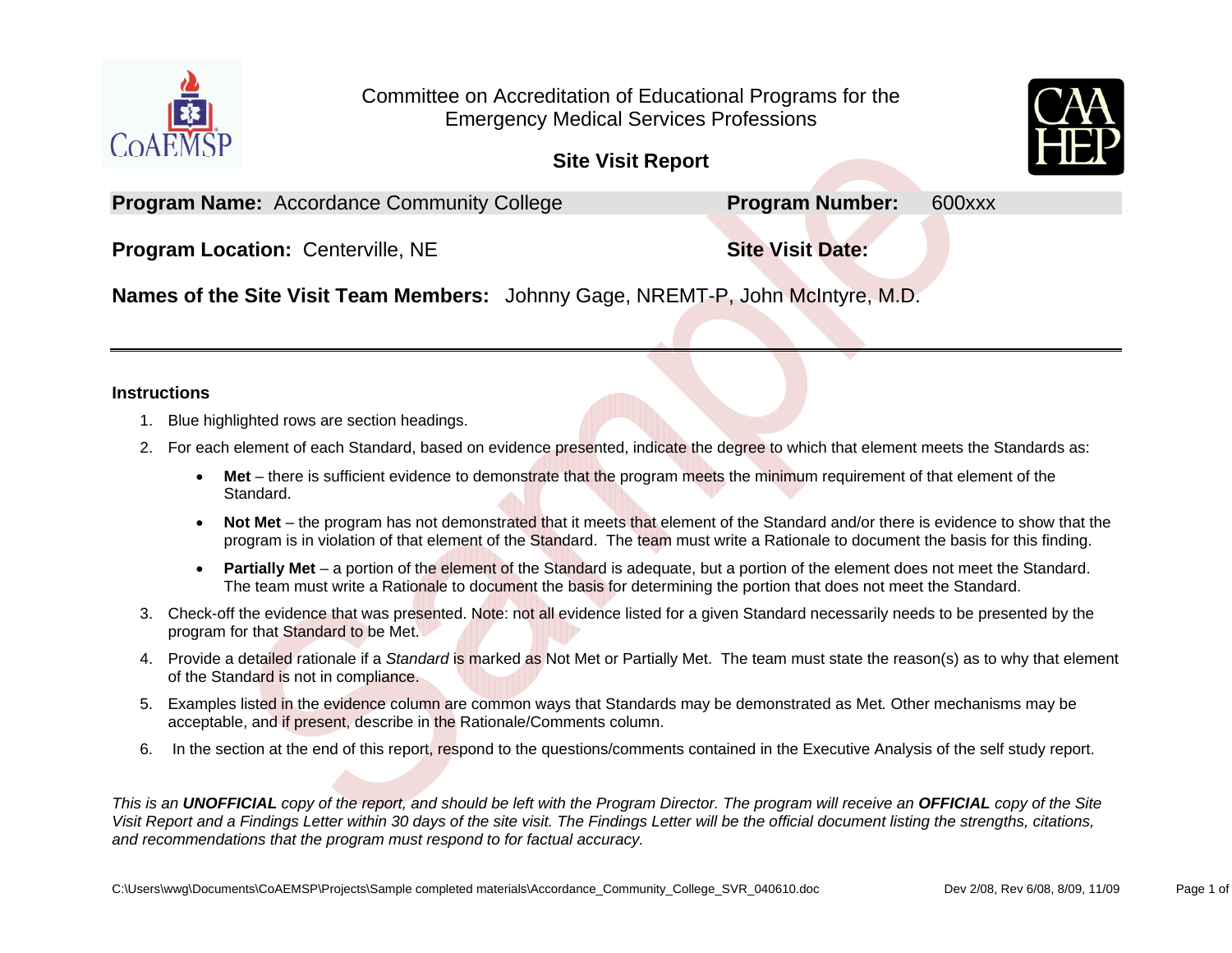# Committee on Accreditation of Educational Programs for the Emergency Medical Services Professions

## Site Visit Report

**Program Name:** Accordance Community College **Program Number:** 600xxx

**Program Location:** Centerville, NE **Site Visit Date:**

**Names of the Site Visit Team Members:** Johnny Gage, NREMT-P, John McIntyre, M.D.

---

### Instructions

1. Blue highlighted rows are section headings.
2. For each element of each Standard, based on evidence presented, indicate the degree to which that element meets the Standards as:
   - **Met** – there is sufficient evidence to demonstrate that the program meets the minimum requirement of that element of the Standard.
   - **Not Met** – the program has not demonstrated that it meets that element of the Standard and/or there is evidence to show that the program is in violation of that element of the Standard. The team must write a Rationale to document the basis for this finding.
   - **Partially Met** – a portion of the element of the Standard is adequate, but a portion of the element does not meet the Standard. The team must write a Rationale to document the basis for determining the portion that does not meet the Standard.
3. Check-off the evidence that was presented. Note: not all evidence listed for a given Standard necessarily needs to be presented by the program for that Standard to be Met.
4. Provide a detailed rationale if a *Standard* is marked as Not Met or Partially Met. The team must state the reason(s) as to why that element of the Standard is not in compliance.
5. Examples listed in the evidence column are common ways that Standards may be demonstrated as Met*.* Other mechanisms may be acceptable, and if present, describe in the Rationale/Comments column.
6. In the section at the end of this report, respond to the questions/comments contained in the Executive Analysis of the self study report.

*This is an **UNOFFICIAL** copy of the report, and should be left with the Program Director. The program will receive an **OFFICIAL** copy of the Site Visit Report and a Findings Letter within 30 days of the site visit. The Findings Letter will be the official document listing the strengths, citations, and recommendations that the program must respond to for factual accuracy.*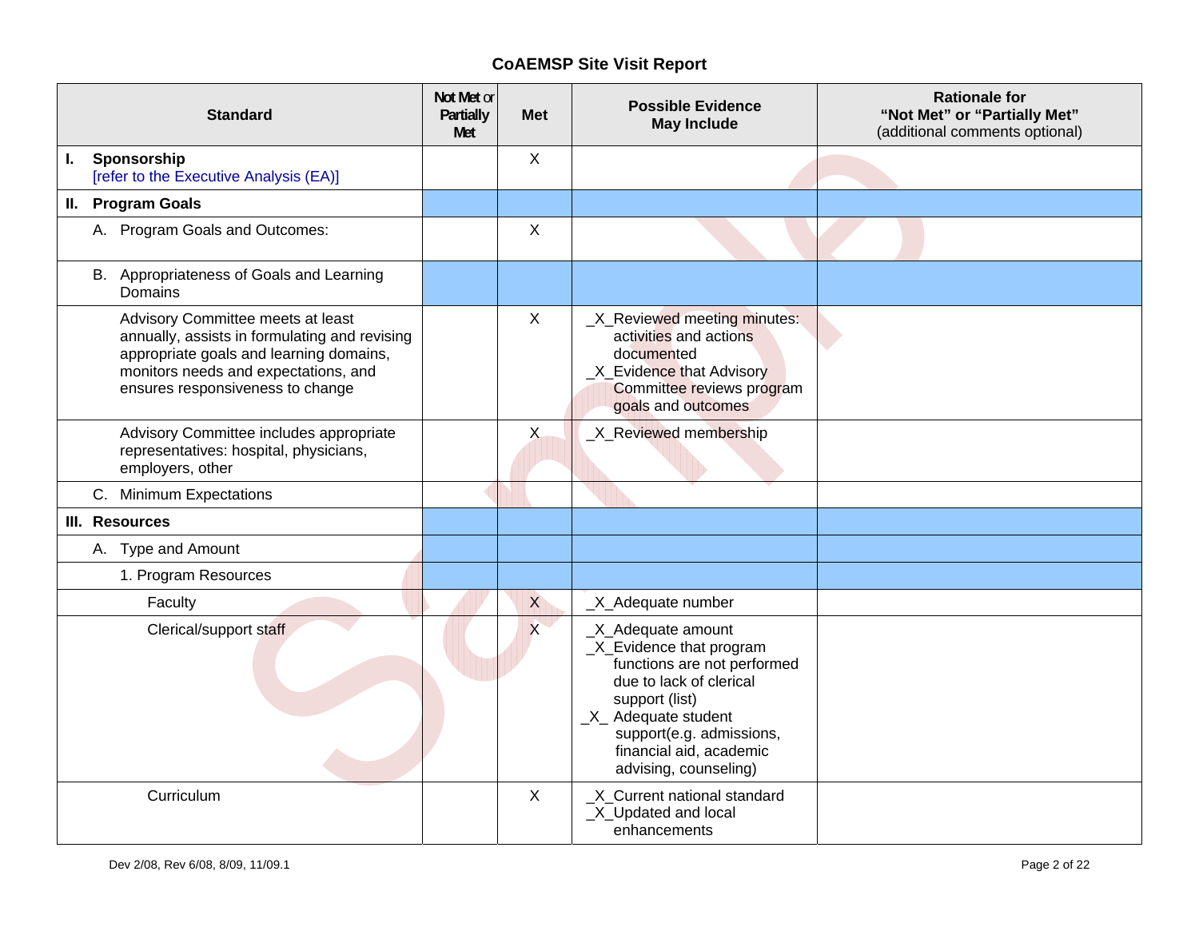# CoAEMSP Site Visit Report

| Standard | Not Met or Partially Met | Met | Possible Evidence May Include | Rationale for "Not Met" or "Partially Met" (additional comments optional) |
|---|---|---|---|---|
| **I. Sponsorship** [refer to the Executive Analysis (EA)] | | X | | |
| **II. Program Goals** | | | | |
| A. Program Goals and Outcomes: | | X | | |
| B. Appropriateness of Goals and Learning Domains | | | | |
| Advisory Committee meets at least annually, assists in formulating and revising appropriate goals and learning domains, monitors needs and expectations, and ensures responsiveness to change | | X | _X_Reviewed meeting minutes: activities and actions documented<br>_X_Evidence that Advisory Committee reviews program goals and outcomes | |
| Advisory Committee includes appropriate representatives: hospital, physicians, employers, other | | X | _X_Reviewed membership | |
| C. Minimum Expectations | | | | |
| **III. Resources** | | | | |
| A. Type and Amount | | | | |
| 1. Program Resources | | | | |
| Faculty | | X | _X_Adequate number | |
| Clerical/support staff | | X | _X_Adequate amount<br>_X_Evidence that program functions are not performed due to lack of clerical support (list)<br>_X_ Adequate student support(e.g. admissions, financial aid, academic advising, counseling) | |
| Curriculum | | X | _X_Current national standard<br>_X_Updated and local enhancements | |

Dev 2/08, Rev 6/08, 8/09, 11/09.1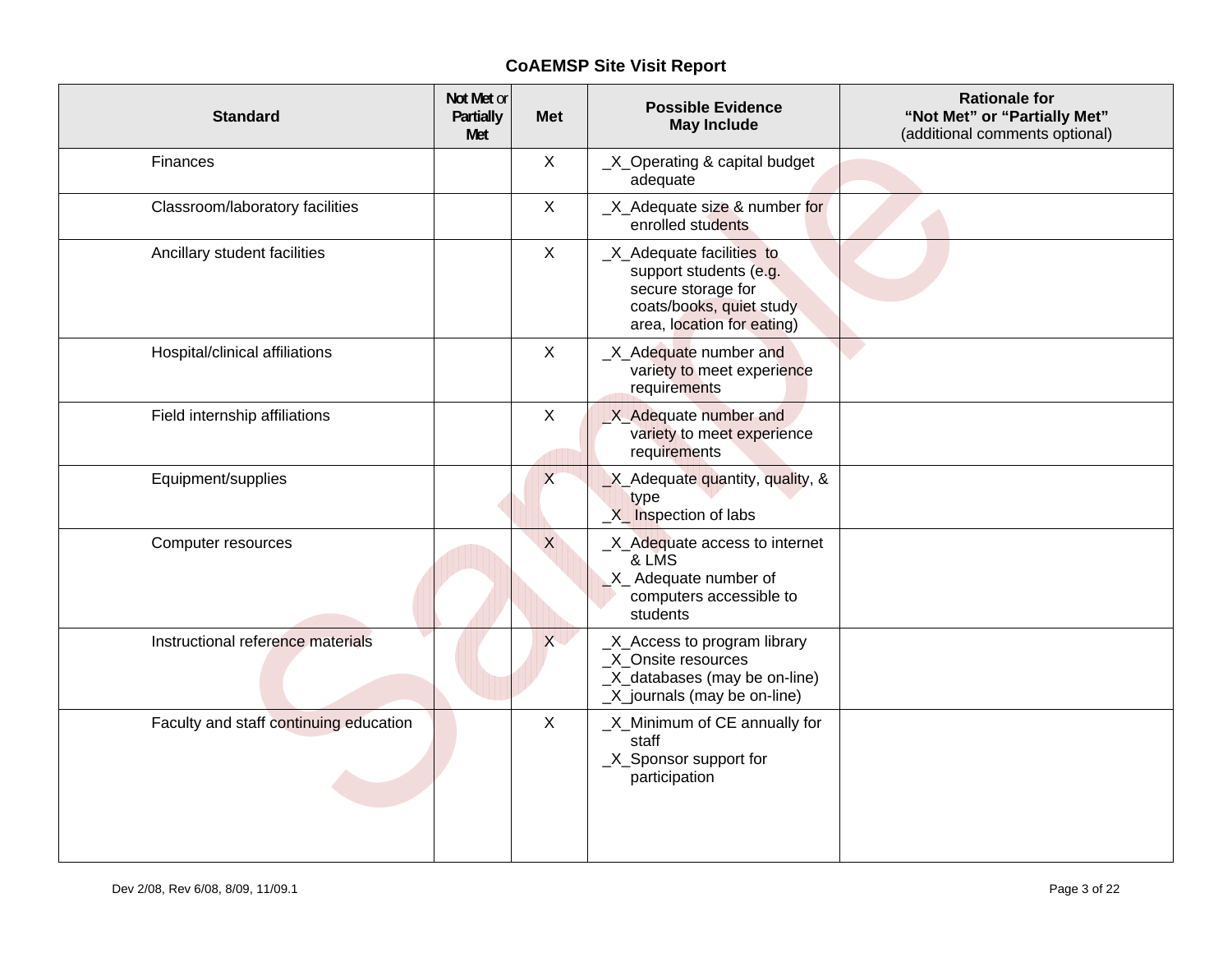## CoAEMSP Site Visit Report

| Standard | Not Met or Partially Met | Met | Possible Evidence May Include | Rationale for "Not Met" or "Partially Met" (additional comments optional) |
|---|---|---|---|---|
| Finances | | X | _X_Operating & capital budget adequate | |
| Classroom/laboratory facilities | | X | _X_Adequate size & number for enrolled students | |
| Ancillary student facilities | | X | _X_Adequate facilities to support students (e.g. secure storage for coats/books, quiet study area, location for eating) | |
| Hospital/clinical affiliations | | X | _X_Adequate number and variety to meet experience requirements | |
| Field internship affiliations | | X | _X_Adequate number and variety to meet experience requirements | |
| Equipment/supplies | | X | _X_Adequate quantity, quality, & type<br>_X_ Inspection of labs | |
| Computer resources | | X | _X_Adequate access to internet & LMS<br>_X_ Adequate number of computers accessible to students | |
| Instructional reference materials | | X | _X_Access to program library<br>_X_Onsite resources<br>_X_databases (may be on-line)<br>_X_journals (may be on-line) | |
| Faculty and staff continuing education | | X | _X_Minimum of CE annually for staff<br>_X_Sponsor support for participation | |

Dev 2/08, Rev 6/08, 8/09, 11/09.1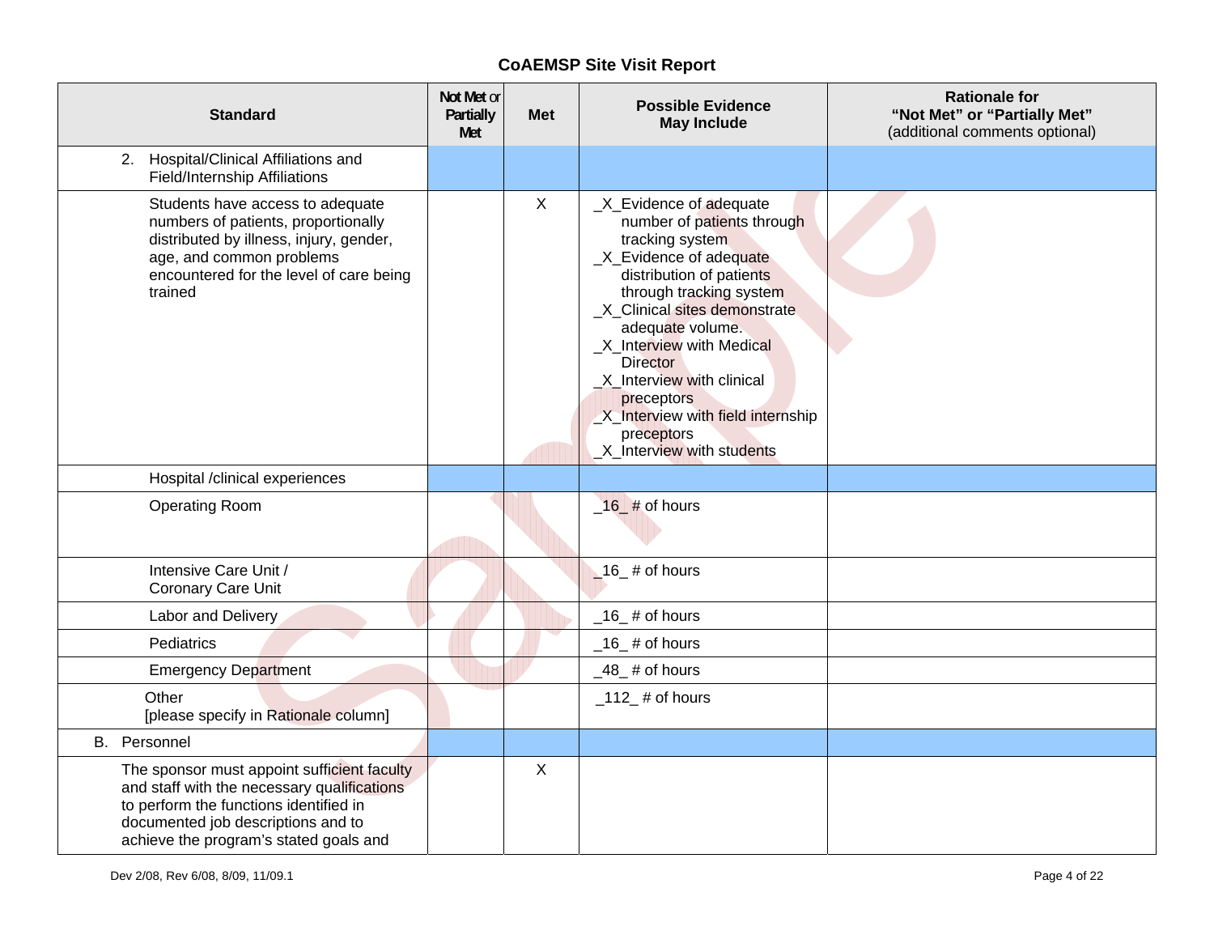## CoAEMSP Site Visit Report

| Standard | Not Met or Partially Met | Met | Possible Evidence May Include | Rationale for "Not Met" or "Partially Met" (additional comments optional) |
|---|---|---|---|---|
| 2. Hospital/Clinical Affiliations and Field/Internship Affiliations | | | | |
| Students have access to adequate numbers of patients, proportionally distributed by illness, injury, gender, age, and common problems encountered for the level of care being trained | | X | _X_Evidence of adequate number of patients through tracking system<br>_X_Evidence of adequate distribution of patients through tracking system<br>_X_Clinical sites demonstrate adequate volume.<br>_X_Interview with Medical Director<br>_X_Interview with clinical preceptors<br>_X_Interview with field internship preceptors<br>_X_Interview with students | |
| Hospital /clinical experiences | | | | |
| Operating Room | | | _16_ # of hours | |
| Intensive Care Unit / Coronary Care Unit | | | _16_ # of hours | |
| Labor and Delivery | | | _16_ # of hours | |
| Pediatrics | | | _16_ # of hours | |
| Emergency Department | | | _48_ # of hours | |
| Other [please specify in Rationale column] | | | _112_ # of hours | |
| B. Personnel | | | | |
| The sponsor must appoint sufficient faculty and staff with the necessary qualifications to perform the functions identified in documented job descriptions and to achieve the program's stated goals and | | X | | |

Dev 2/08, Rev 6/08, 8/09, 11/09.1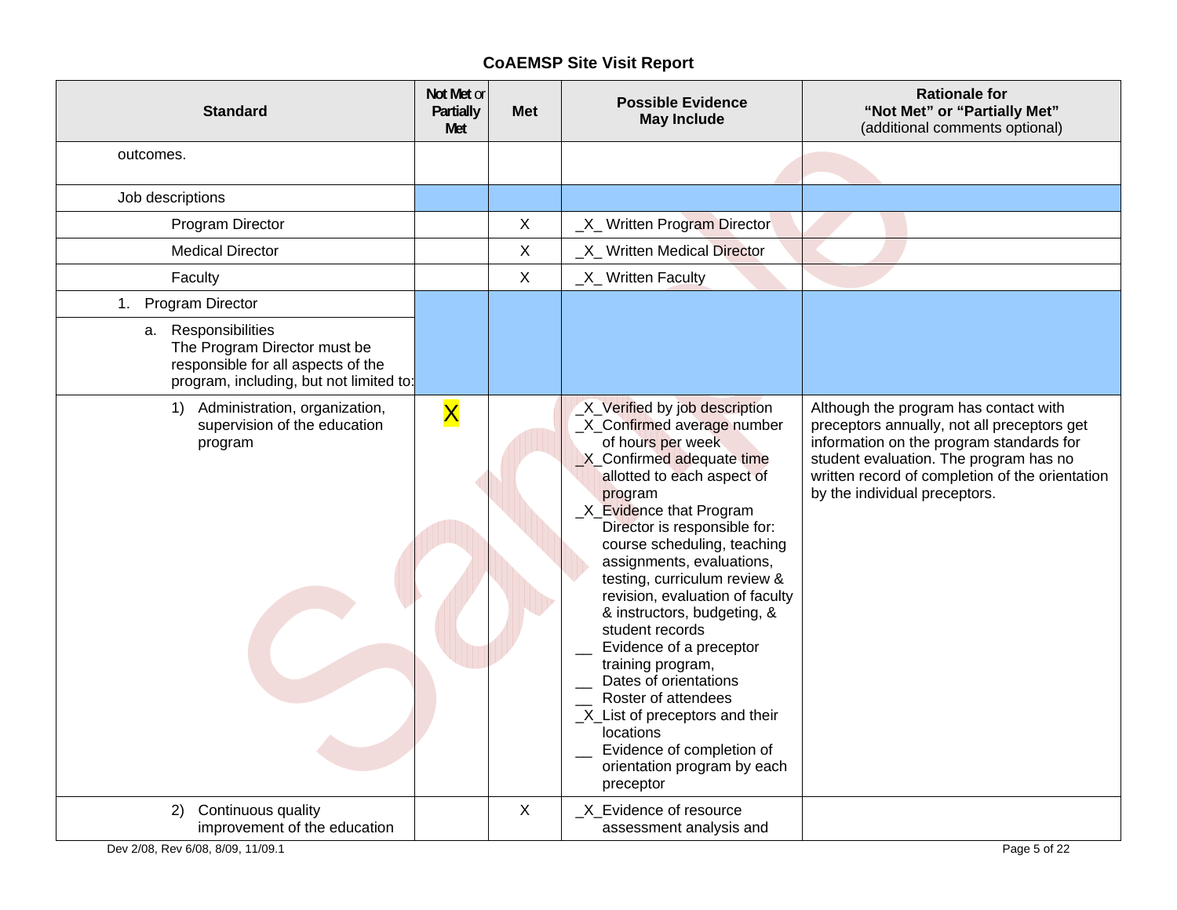## CoAEMSP Site Visit Report

| Standard | Not Met or Partially Met | Met | Possible Evidence May Include | Rationale for "Not Met" or "Partially Met" (additional comments optional) |
|---|---|---|---|---|
| outcomes. | | | | |
| Job descriptions | | | | |
| Program Director | | X | _X_ Written Program Director | |
| Medical Director | | X | _X_ Written Medical Director | |
| Faculty | | X | _X_ Written Faculty | |
| 1. Program Director | | | | |
| a. Responsibilities The Program Director must be responsible for all aspects of the program, including, but not limited to: | | | | |
| 1) Administration, organization, supervision of the education program | X | | _X_Verified by job description<br>_X_Confirmed average number of hours per week<br>_X_Confirmed adequate time allotted to each aspect of program<br>_X_Evidence that Program Director is responsible for: course scheduling, teaching assignments, evaluations, testing, curriculum review & revision, evaluation of faculty & instructors, budgeting, & student records<br>__ Evidence of a preceptor training program,<br>__ Dates of orientations<br>__ Roster of attendees<br>_X_List of preceptors and their locations<br>__ Evidence of completion of orientation program by each preceptor | Although the program has contact with preceptors annually, not all preceptors get information on the program standards for student evaluation. The program has no written record of completion of the orientation by the individual preceptors. |
| 2) Continuous quality improvement of the education | | X | _X_Evidence of resource assessment analysis and | |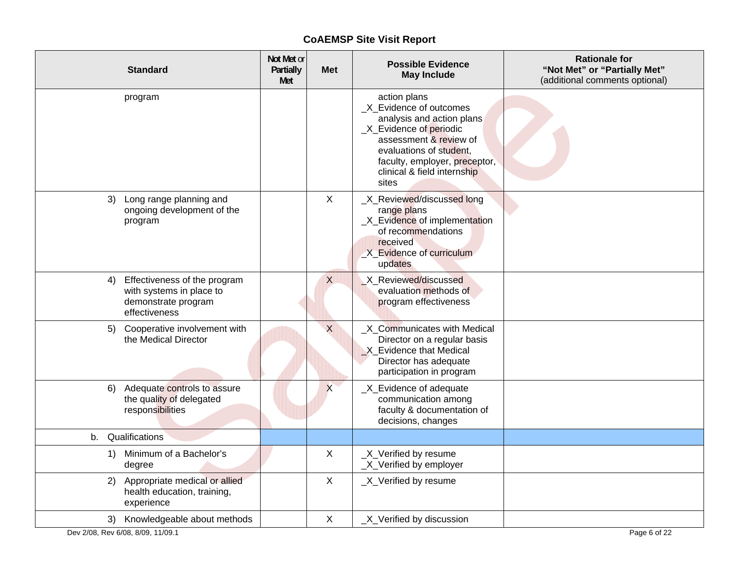## CoAEMSP Site Visit Report

| Standard | Not Met or Partially Met | Met | Possible Evidence May Include | Rationale for "Not Met" or "Partially Met" (additional comments optional) |
|---|---|---|---|---|
| program | | | action plans<br>_X_Evidence of outcomes analysis and action plans<br>_X_Evidence of periodic assessment & review of evaluations of student, faculty, employer, preceptor, clinical & field internship sites | |
| 3) Long range planning and ongoing development of the program | | X | _X_Reviewed/discussed long range plans<br>_X_Evidence of implementation of recommendations received<br>_X_Evidence of curriculum updates | |
| 4) Effectiveness of the program with systems in place to demonstrate program effectiveness | | X | _X_Reviewed/discussed evaluation methods of program effectiveness | |
| 5) Cooperative involvement with the Medical Director | | X | _X_Communicates with Medical Director on a regular basis<br>_X_Evidence that Medical Director has adequate participation in program | |
| 6) Adequate controls to assure the quality of delegated responsibilities | | X | _X_Evidence of adequate communication among faculty & documentation of decisions, changes | |
| b. Qualifications | | | | |
| 1) Minimum of a Bachelor's degree | | X | _X_Verified by resume<br>_X_Verified by employer | |
| 2) Appropriate medical or allied health education, training, experience | | X | _X_Verified by resume | |
| 3) Knowledgeable about methods | | X | _X_Verified by discussion | |

Dev 2/08, Rev 6/08, 8/09, 11/09.1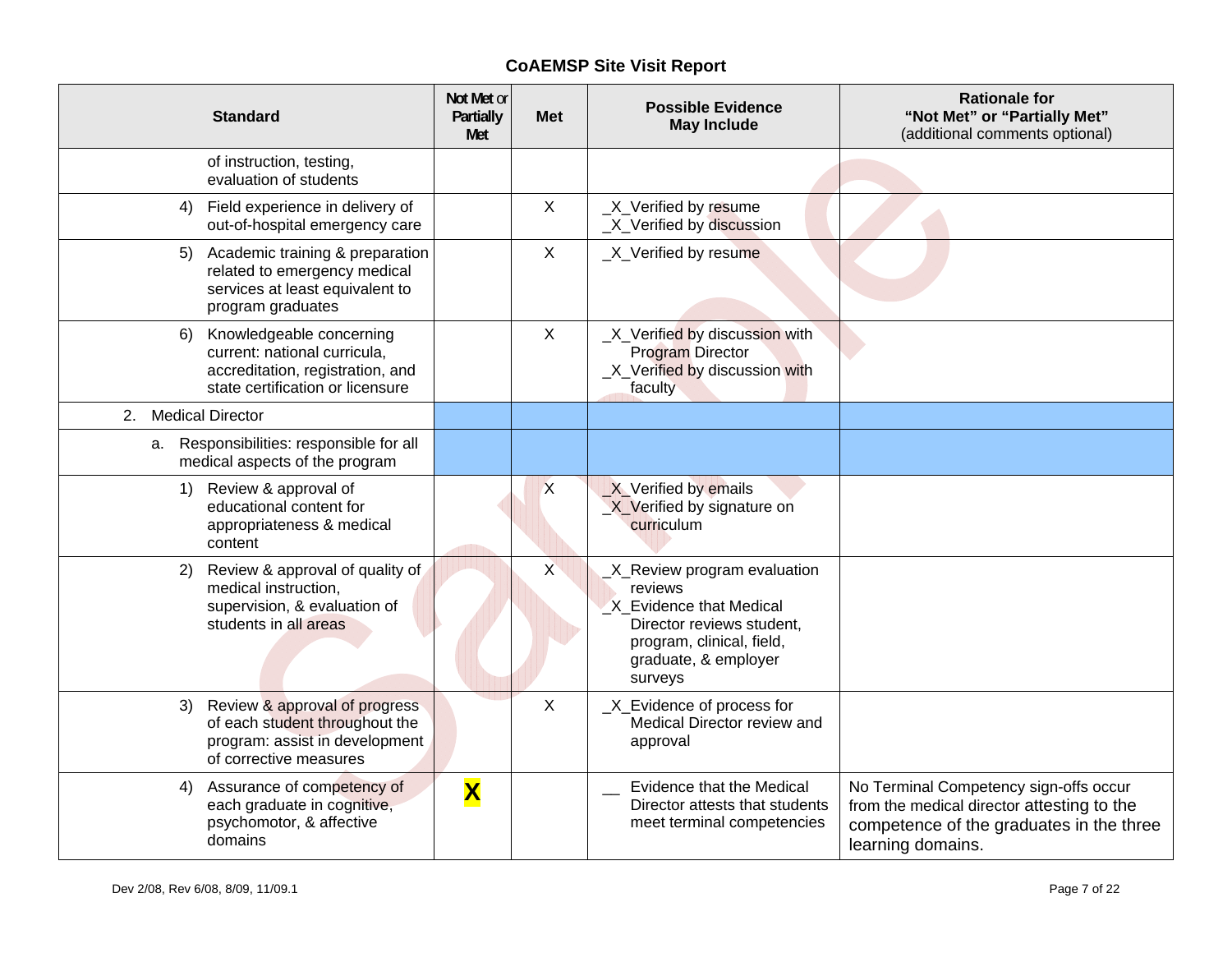## CoAEMSP Site Visit Report

| Standard | Not Met or Partially Met | Met | Possible Evidence May Include | Rationale for "Not Met" or "Partially Met" (additional comments optional) |
|---|---|---|---|---|
| of instruction, testing, evaluation of students | | | | |
| 4) Field experience in delivery of out-of-hospital emergency care | | X | _X_Verified by resume<br>_X_Verified by discussion | |
| 5) Academic training & preparation related to emergency medical services at least equivalent to program graduates | | X | _X_Verified by resume | |
| 6) Knowledgeable concerning current: national curricula, accreditation, registration, and state certification or licensure | | X | _X_Verified by discussion with Program Director<br>_X_Verified by discussion with faculty | |
| 2. Medical Director | | | | |
| a. Responsibilities: responsible for all medical aspects of the program | | | | |
| 1) Review & approval of educational content for appropriateness & medical content | | X | _X_Verified by emails<br>_X_Verified by signature on curriculum | |
| 2) Review & approval of quality of medical instruction, supervision, & evaluation of students in all areas | | X | _X_Review program evaluation reviews<br>_X_Evidence that Medical Director reviews student, program, clinical, field, graduate, & employer surveys | |
| 3) Review & approval of progress of each student throughout the program: assist in development of corrective measures | | X | _X_Evidence of process for Medical Director review and approval | |
| 4) Assurance of competency of each graduate in cognitive, psychomotor, & affective domains | **X** | | __ Evidence that the Medical Director attests that students meet terminal competencies | No Terminal Competency sign-offs occur from the medical director attesting to the competence of the graduates in the three learning domains. |

Dev 2/08, Rev 6/08, 8/09, 11/09.1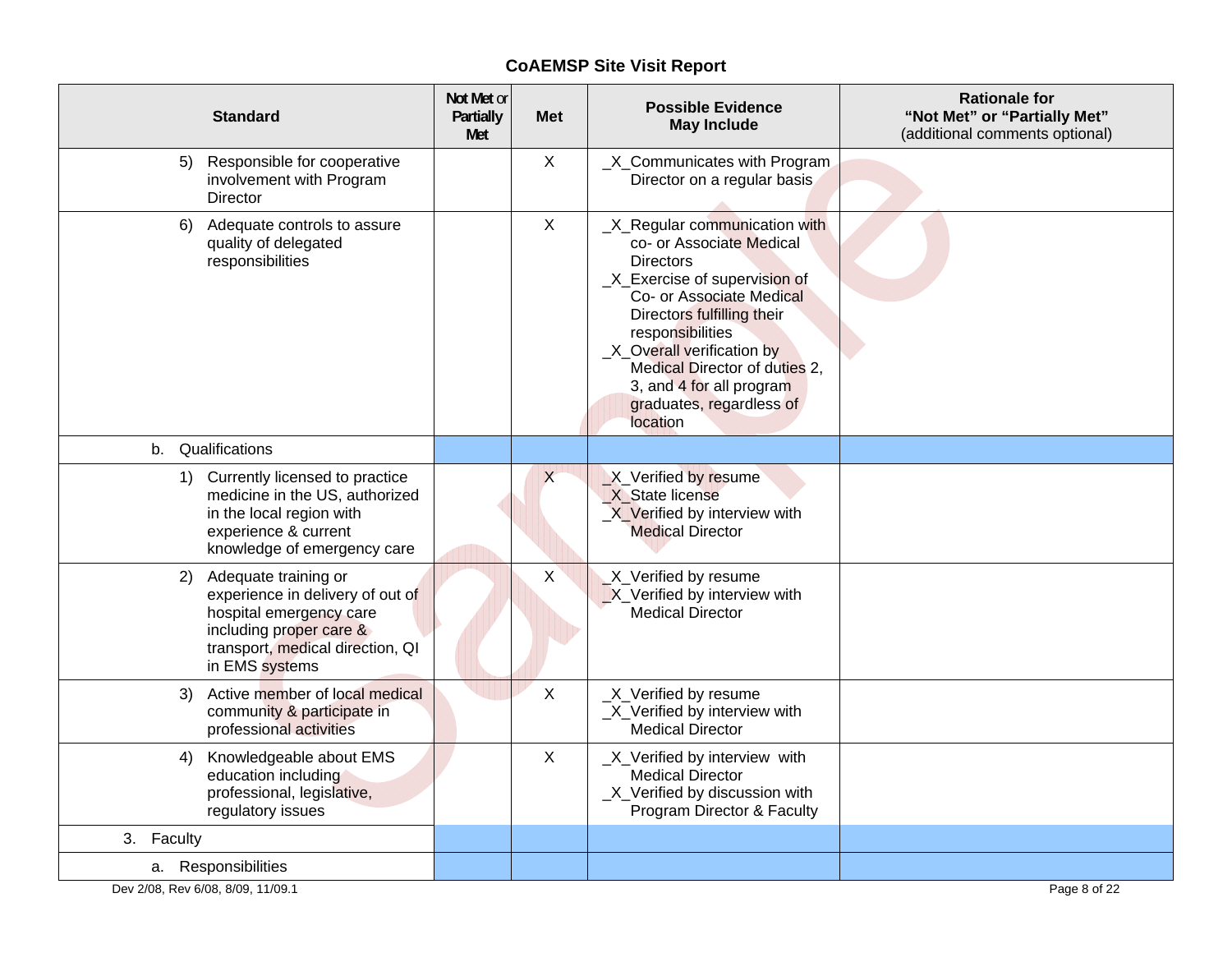## CoAEMSP Site Visit Report

| Standard | Not Met or Partially Met | Met | Possible Evidence May Include | Rationale for "Not Met" or "Partially Met" (additional comments optional) |
|---|---|---|---|---|
| 5) Responsible for cooperative involvement with Program Director | | X | _X_Communicates with Program Director on a regular basis | |
| 6) Adequate controls to assure quality of delegated responsibilities | | X | _X_Regular communication with co- or Associate Medical Directors<br>_X_Exercise of supervision of Co- or Associate Medical Directors fulfilling their responsibilities<br>_X_Overall verification by Medical Director of duties 2, 3, and 4 for all program graduates, regardless of location | |
| b. Qualifications | | | | |
| 1) Currently licensed to practice medicine in the US, authorized in the local region with experience & current knowledge of emergency care | | X | _X_Verified by resume<br>_X_State license<br>_X_Verified by interview with Medical Director | |
| 2) Adequate training or experience in delivery of out of hospital emergency care including proper care & transport, medical direction, QI in EMS systems | | X | _X_Verified by resume<br>_X_Verified by interview with Medical Director | |
| 3) Active member of local medical community & participate in professional activities | | X | _X_Verified by resume<br>_X_Verified by interview with Medical Director | |
| 4) Knowledgeable about EMS education including professional, legislative, regulatory issues | | X | _X_Verified by interview with Medical Director<br>_X_Verified by discussion with Program Director & Faculty | |
| 3. Faculty | | | | |
| a. Responsibilities | | | | |

Dev 2/08, Rev 6/08, 8/09, 11/09.1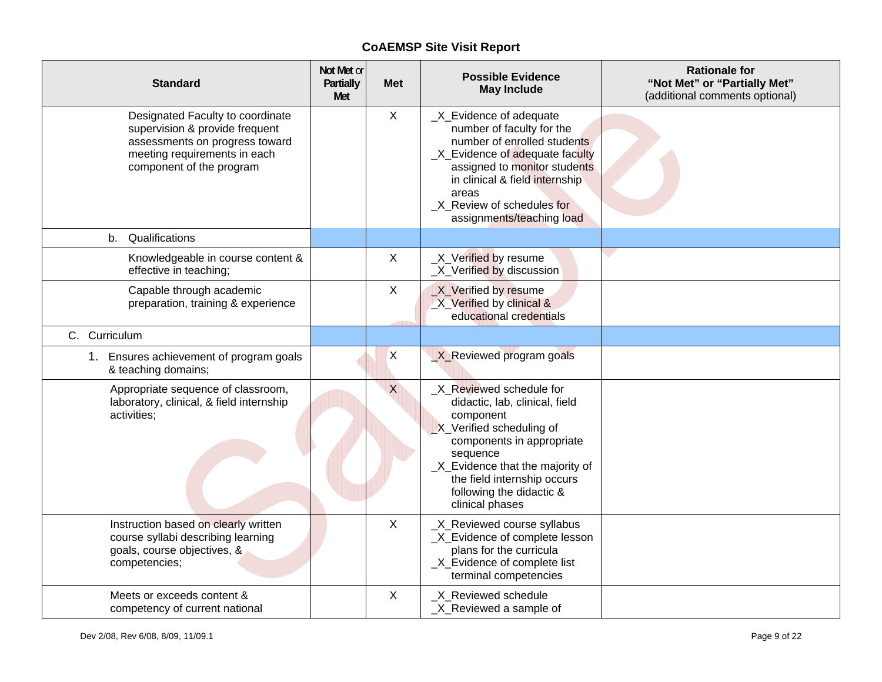# CoAEMSP Site Visit Report

| Standard | Not Met or Partially Met | Met | Possible Evidence May Include | Rationale for "Not Met" or "Partially Met" (additional comments optional) |
|---|---|---|---|---|
| Designated Faculty to coordinate supervision & provide frequent assessments on progress toward meeting requirements in each component of the program | | X | _X_Evidence of adequate number of faculty for the number of enrolled students<br>_X_Evidence of adequate faculty assigned to monitor students in clinical & field internship areas<br>_X_Review of schedules for assignments/teaching load | |
| b. Qualifications | | | | |
| Knowledgeable in course content & effective in teaching; | | X | _X_Verified by resume<br>_X_Verified by discussion | |
| Capable through academic preparation, training & experience | | X | _X_Verified by resume<br>_X_Verified by clinical & educational credentials | |
| C. Curriculum | | | | |
| 1. Ensures achievement of program goals & teaching domains; | | X | _X_Reviewed program goals | |
| Appropriate sequence of classroom, laboratory, clinical, & field internship activities; | | X | _X_Reviewed schedule for didactic, lab, clinical, field component<br>_X_Verified scheduling of components in appropriate sequence<br>_X_Evidence that the majority of the field internship occurs following the didactic & clinical phases | |
| Instruction based on clearly written course syllabi describing learning goals, course objectives, & competencies; | | X | _X_Reviewed course syllabus<br>_X_Evidence of complete lesson plans for the curricula<br>_X_Evidence of complete list terminal competencies | |
| Meets or exceeds content & competency of current national | | X | _X_Reviewed schedule<br>_X_Reviewed a sample of | |

Dev 2/08, Rev 6/08, 8/09, 11/09.1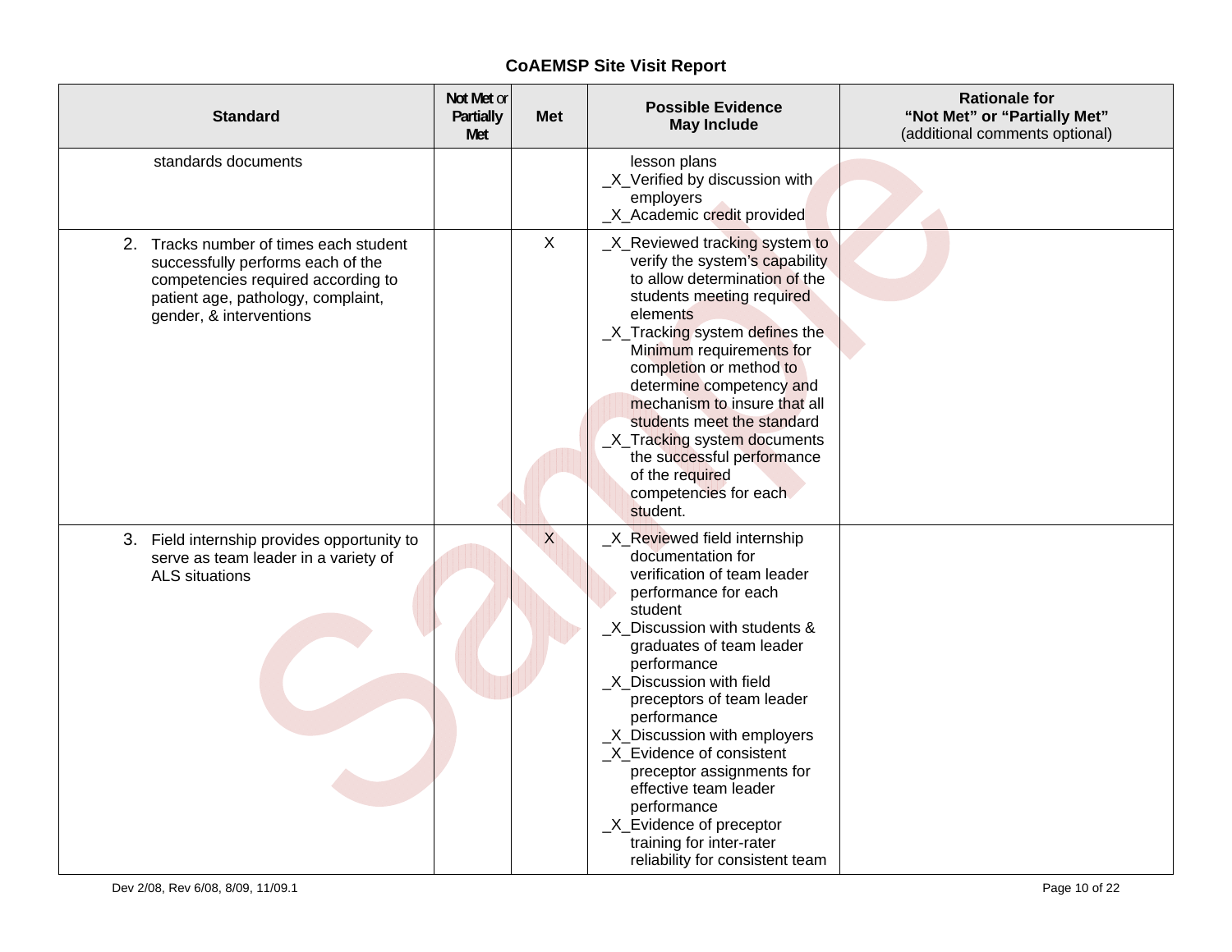## CoAEMSP Site Visit Report

| Standard | Not Met or Partially Met | Met | Possible Evidence May Include | Rationale for "Not Met" or "Partially Met" (additional comments optional) |
|---|---|---|---|---|
| standards documents | | | lesson plans<br>_X_Verified by discussion with employers<br>_X_Academic credit provided | |
| 2. Tracks number of times each student successfully performs each of the competencies required according to patient age, pathology, complaint, gender, & interventions | | X | _X_Reviewed tracking system to verify the system's capability to allow determination of the students meeting required elements<br>_X_Tracking system defines the Minimum requirements for completion or method to determine competency and mechanism to insure that all students meet the standard<br>_X_Tracking system documents the successful performance of the required competencies for each student. | |
| 3. Field internship provides opportunity to serve as team leader in a variety of ALS situations | | X | _X_Reviewed field internship documentation for verification of team leader performance for each student<br>_X_Discussion with students & graduates of team leader performance<br>_X_Discussion with field preceptors of team leader performance<br>_X_Discussion with employers<br>_X_Evidence of consistent preceptor assignments for effective team leader performance<br>_X_Evidence of preceptor training for inter-rater reliability for consistent team | |

Dev 2/08, Rev 6/08, 8/09, 11/09.1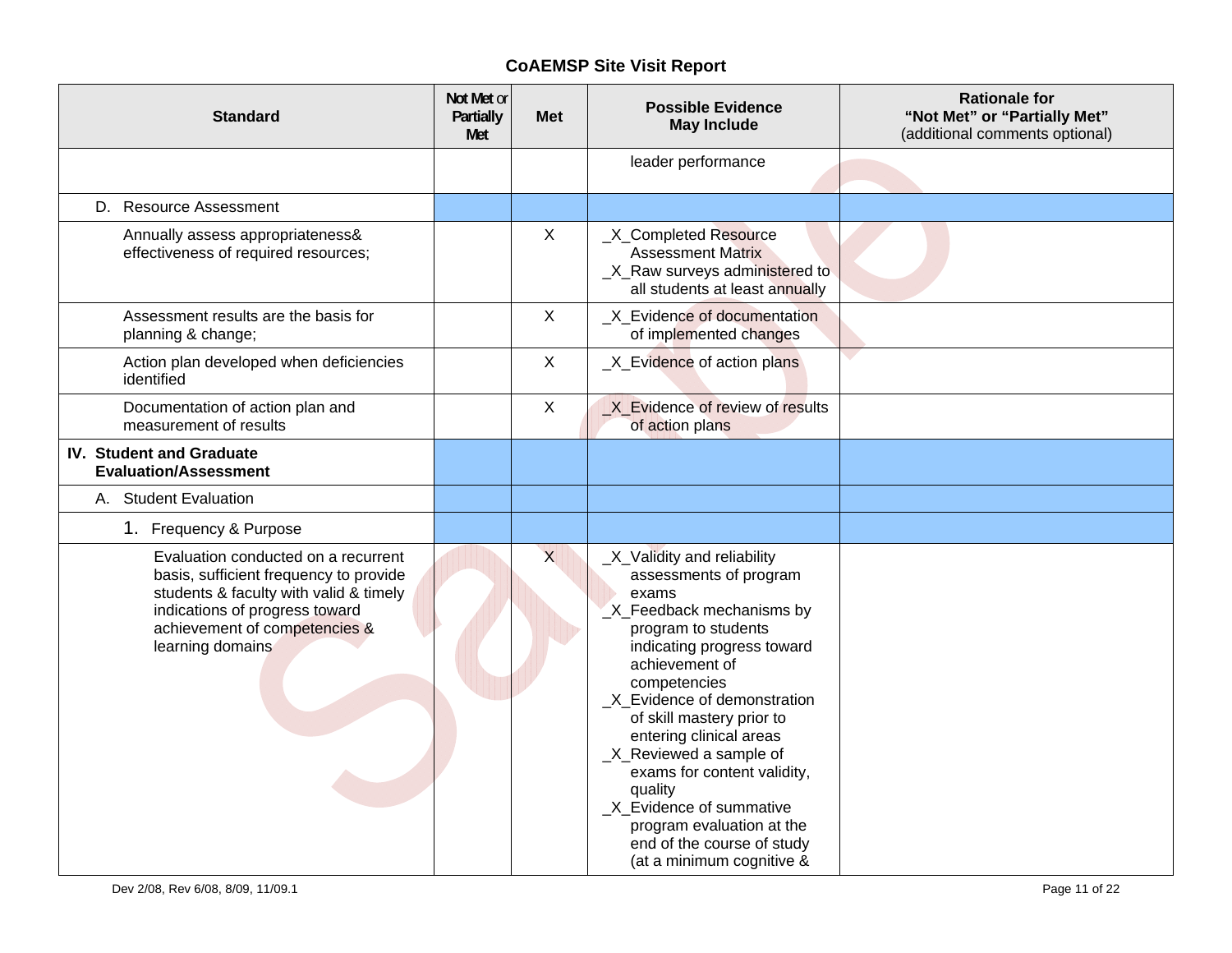# CoAEMSP Site Visit Report

| Standard | Not Met or Partially Met | Met | Possible Evidence May Include | Rationale for "Not Met" or "Partially Met" (additional comments optional) |
|---|---|---|---|---|
| | | | leader performance | |
| D. Resource Assessment | | | | |
| Annually assess appropriateness& effectiveness of required resources; | | X | _X_Completed Resource Assessment Matrix<br>_X_Raw surveys administered to all students at least annually | |
| Assessment results are the basis for planning & change; | | X | _X_Evidence of documentation of implemented changes | |
| Action plan developed when deficiencies identified | | X | _X_Evidence of action plans | |
| Documentation of action plan and measurement of results | | X | _X_Evidence of review of results of action plans | |
| **IV. Student and Graduate Evaluation/Assessment** | | | | |
| A. Student Evaluation | | | | |
| 1. Frequency & Purpose | | | | |
| Evaluation conducted on a recurrent basis, sufficient frequency to provide students & faculty with valid & timely indications of progress toward achievement of competencies & learning domains | | X | _X_Validity and reliability assessments of program exams<br>_X_Feedback mechanisms by program to students indicating progress toward achievement of competencies<br>_X_Evidence of demonstration of skill mastery prior to entering clinical areas<br>_X_Reviewed a sample of exams for content validity, quality<br>_X_Evidence of summative program evaluation at the end of the course of study (at a minimum cognitive & | |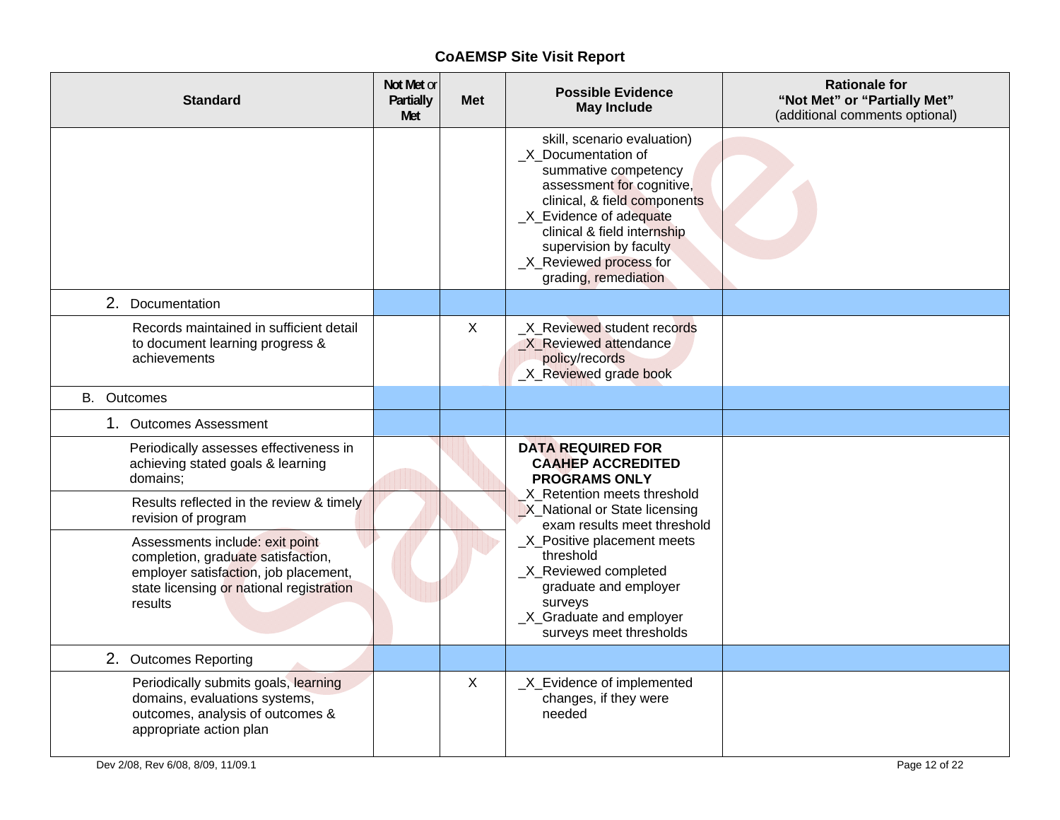## CoAEMSP Site Visit Report

| Standard | Not Met or Partially Met | Met | Possible Evidence May Include | Rationale for "Not Met" or "Partially Met" (additional comments optional) |
|---|---|---|---|---|
| | | | skill, scenario evaluation)<br>_X_Documentation of summative competency assessment for cognitive, clinical, & field components<br>_X_Evidence of adequate clinical & field internship supervision by faculty<br>_X_Reviewed process for grading, remediation | |
| 2. Documentation | | | | |
| Records maintained in sufficient detail to document learning progress & achievements | | X | _X_Reviewed student records<br>_X_Reviewed attendance policy/records<br>_X_Reviewed grade book | |
| B. Outcomes | | | | |
| 1. Outcomes Assessment | | | | |
| Periodically assesses effectiveness in achieving stated goals & learning domains; | | | **DATA REQUIRED FOR CAAHEP ACCREDITED PROGRAMS ONLY**<br>_X_Retention meets threshold<br>_X_National or State licensing exam results meet threshold<br>_X_Positive placement meets threshold<br>_X_Reviewed completed graduate and employer surveys<br>_X_Graduate and employer surveys meet thresholds | |
| Results reflected in the review & timely revision of program | | | | |
| Assessments include: exit point completion, graduate satisfaction, employer satisfaction, job placement, state licensing or national registration results | | | | |
| 2. Outcomes Reporting | | | | |
| Periodically submits goals, learning domains, evaluations systems, outcomes, analysis of outcomes & appropriate action plan | | X | _X_Evidence of implemented changes, if they were needed | |

Dev 2/08, Rev 6/08, 8/09, 11/09.1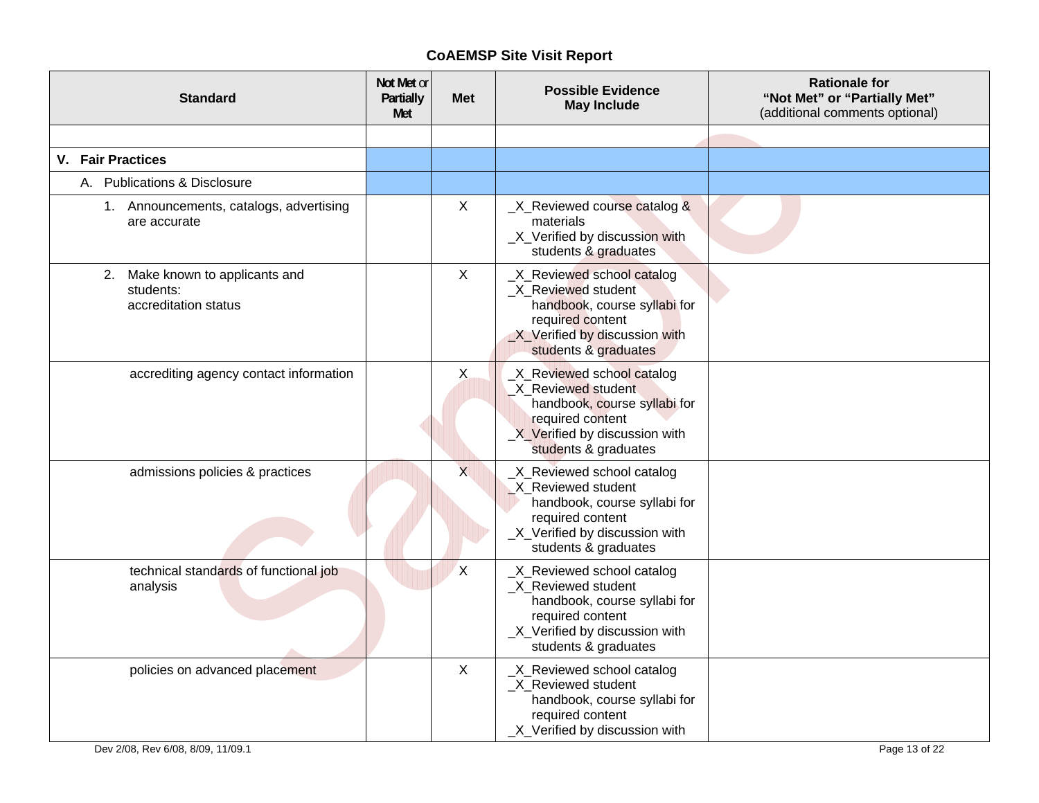# CoAEMSP Site Visit Report

| Standard | Not Met or Partially Met | Met | Possible Evidence May Include | Rationale for "Not Met" or "Partially Met" (additional comments optional) |
|---|---|---|---|---|
| | | | | |
| **V. Fair Practices** | | | | |
| A. Publications & Disclosure | | | | |
| 1. Announcements, catalogs, advertising are accurate | | X | _X_Reviewed course catalog & materials<br>_X_Verified by discussion with students & graduates | |
| 2. Make known to applicants and students:<br>accreditation status | | X | _X_Reviewed school catalog<br>_X_Reviewed student handbook, course syllabi for required content<br>_X_Verified by discussion with students & graduates | |
| accrediting agency contact information | | X | _X_Reviewed school catalog<br>_X_Reviewed student handbook, course syllabi for required content<br>_X_Verified by discussion with students & graduates | |
| admissions policies & practices | | X | _X_Reviewed school catalog<br>_X_Reviewed student handbook, course syllabi for required content<br>_X_Verified by discussion with students & graduates | |
| technical standards of functional job analysis | | X | _X_Reviewed school catalog<br>_X_Reviewed student handbook, course syllabi for required content<br>_X_Verified by discussion with students & graduates | |
| policies on advanced placement | | X | _X_Reviewed school catalog<br>_X_Reviewed student handbook, course syllabi for required content<br>_X_Verified by discussion with | |

Dev 2/08, Rev 6/08, 8/09, 11/09.1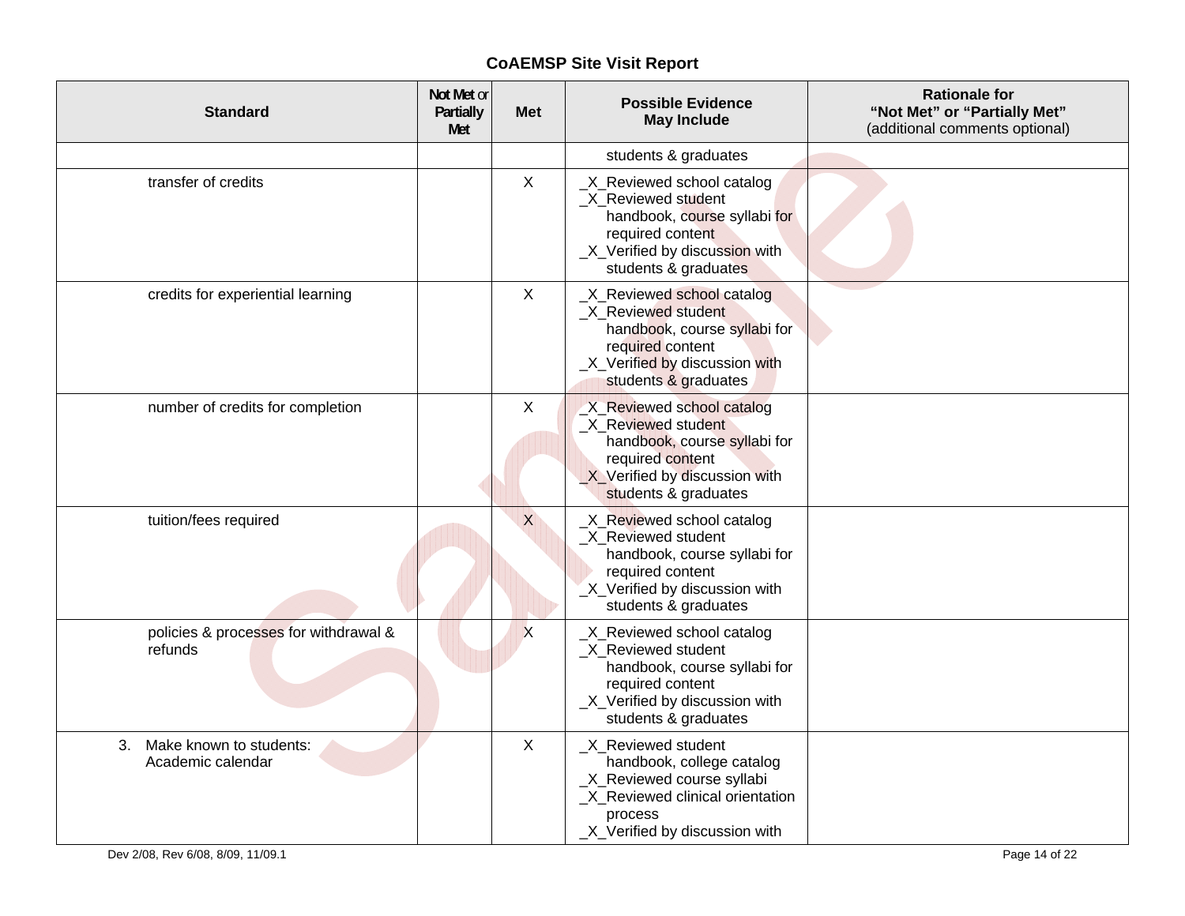## CoAEMSP Site Visit Report

| Standard | Not Met or Partially Met | Met | Possible Evidence May Include | Rationale for "Not Met" or "Partially Met" (additional comments optional) |
|---|---|---|---|---|
| | | | students & graduates | |
| transfer of credits | | X | _X_Reviewed school catalog<br>_X_Reviewed student handbook, course syllabi for required content<br>_X_Verified by discussion with students & graduates | |
| credits for experiential learning | | X | _X_Reviewed school catalog<br>_X_Reviewed student handbook, course syllabi for required content<br>_X_Verified by discussion with students & graduates | |
| number of credits for completion | | X | _X_Reviewed school catalog<br>_X_Reviewed student handbook, course syllabi for required content<br>_X_Verified by discussion with students & graduates | |
| tuition/fees required | | X | _X_Reviewed school catalog<br>_X_Reviewed student handbook, course syllabi for required content<br>_X_Verified by discussion with students & graduates | |
| policies & processes for withdrawal & refunds | | X | _X_Reviewed school catalog<br>_X_Reviewed student handbook, course syllabi for required content<br>_X_Verified by discussion with students & graduates | |
| 3. Make known to students: Academic calendar | | X | _X_Reviewed student handbook, college catalog<br>_X_Reviewed course syllabi<br>_X_Reviewed clinical orientation process<br>_X_Verified by discussion with | |

Dev 2/08, Rev 6/08, 8/09, 11/09.1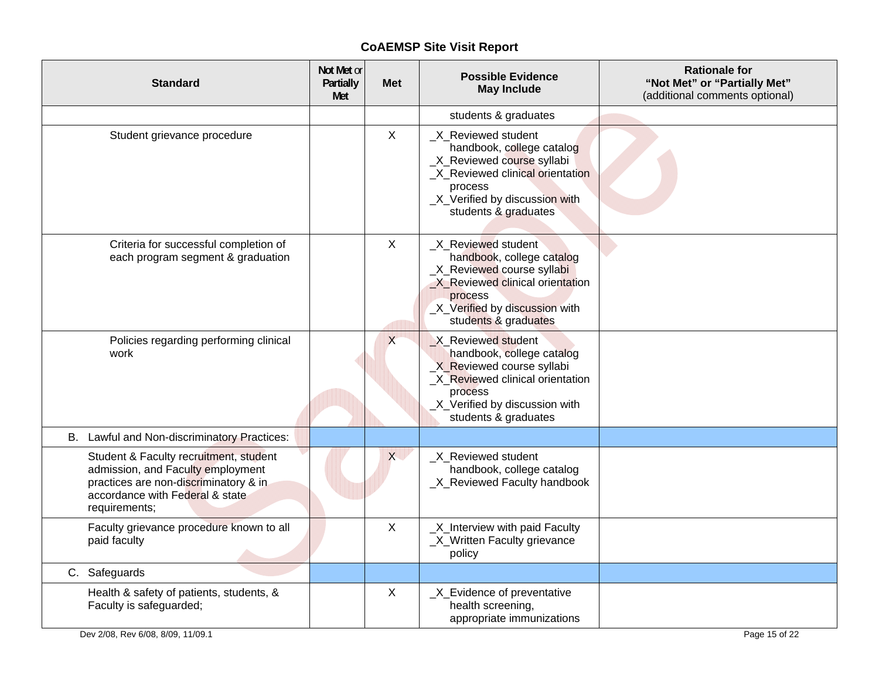## CoAEMSP Site Visit Report

| Standard | Not Met or Partially Met | Met | Possible Evidence May Include | Rationale for "Not Met" or "Partially Met" (additional comments optional) |
|---|---|---|---|---|
| | | | students & graduates | |
| Student grievance procedure | | X | _X_Reviewed student handbook, college catalog<br>_X_Reviewed course syllabi<br>_X_Reviewed clinical orientation process<br>_X_Verified by discussion with students & graduates | |
| Criteria for successful completion of each program segment & graduation | | X | _X_Reviewed student handbook, college catalog<br>_X_Reviewed course syllabi<br>_X_Reviewed clinical orientation process<br>_X_Verified by discussion with students & graduates | |
| Policies regarding performing clinical work | | X | _X_Reviewed student handbook, college catalog<br>_X_Reviewed course syllabi<br>_X_Reviewed clinical orientation process<br>_X_Verified by discussion with students & graduates | |
| B. Lawful and Non-discriminatory Practices: | | | | |
| Student & Faculty recruitment, student admission, and Faculty employment practices are non-discriminatory & in accordance with Federal & state requirements; | | X | _X_Reviewed student handbook, college catalog<br>_X_Reviewed Faculty handbook | |
| Faculty grievance procedure known to all paid faculty | | X | _X_Interview with paid Faculty<br>_X_Written Faculty grievance policy | |
| C. Safeguards | | | | |
| Health & safety of patients, students, & Faculty is safeguarded; | | X | _X_Evidence of preventative health screening, appropriate immunizations | |

Dev 2/08, Rev 6/08, 8/09, 11/09.1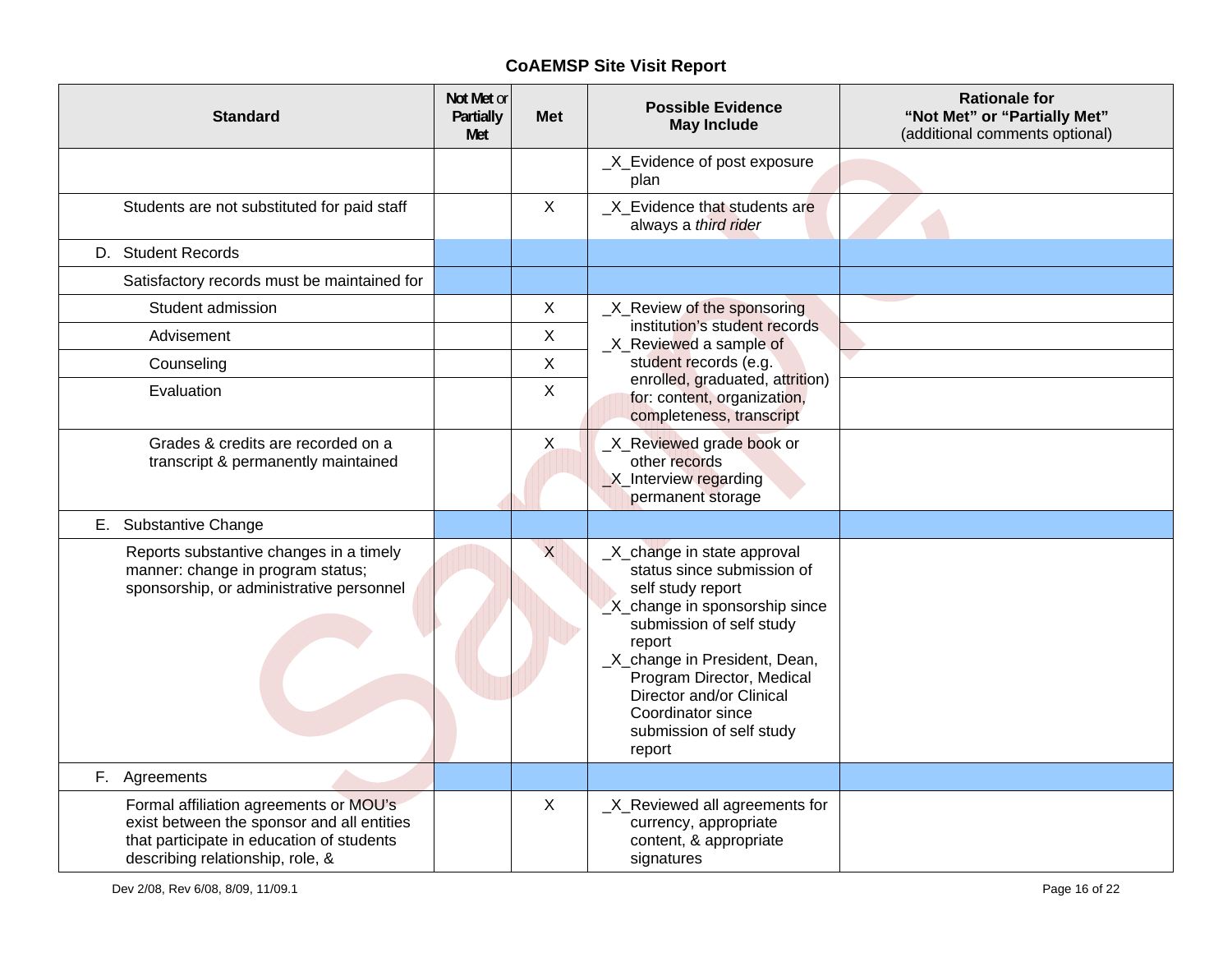# CoAEMSP Site Visit Report

| Standard | Not Met or Partially Met | Met | Possible Evidence May Include | Rationale for "Not Met" or "Partially Met" (additional comments optional) |
|---|---|---|---|---|
| | | | _X_Evidence of post exposure plan | |
| Students are not substituted for paid staff | | X | _X_Evidence that students are always a *third rider* | |
| D. Student Records | | | | |
| Satisfactory records must be maintained for | | | | |
| Student admission | | X | _X_Review of the sponsoring institution's student records<br>_X_Reviewed a sample of student records (e.g. enrolled, graduated, attrition) for: content, organization, completeness, transcript | |
| Advisement | | X | | |
| Counseling | | X | | |
| Evaluation | | X | | |
| Grades & credits are recorded on a transcript & permanently maintained | | X | _X_Reviewed grade book or other records<br>_X_Interview regarding permanent storage | |
| E. Substantive Change | | | | |
| Reports substantive changes in a timely manner: change in program status; sponsorship, or administrative personnel | | X | _X_change in state approval status since submission of self study report<br>_X_change in sponsorship since submission of self study report<br>_X_change in President, Dean, Program Director, Medical Director and/or Clinical Coordinator since submission of self study report | |
| F. Agreements | | | | |
| Formal affiliation agreements or MOU's exist between the sponsor and all entities that participate in education of students describing relationship, role, & | | X | _X_Reviewed all agreements for currency, appropriate content, & appropriate signatures | |

Dev 2/08, Rev 6/08, 8/09, 11/09.1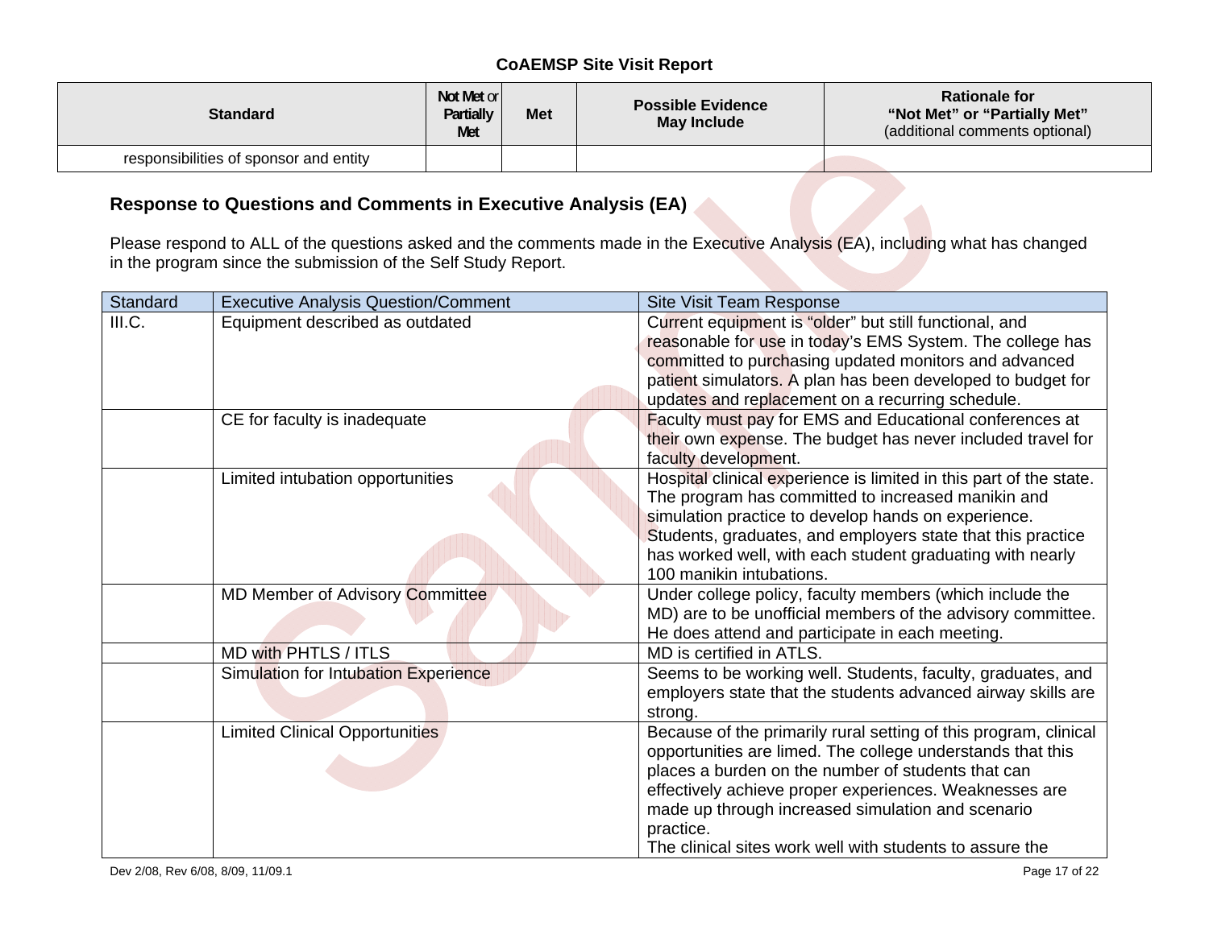**CoAEMSP Site Visit Report**

| Standard | Not Met or Partially Met | Met | Possible Evidence May Include | Rationale for "Not Met" or "Partially Met" (additional comments optional) |
|---|---|---|---|---|
| responsibilities of sponsor and entity | | | | |

### Response to Questions and Comments in Executive Analysis (EA)

Please respond to ALL of the questions asked and the comments made in the Executive Analysis (EA), including what has changed in the program since the submission of the Self Study Report.

| Standard | Executive Analysis Question/Comment | Site Visit Team Response |
|---|---|---|
| III.C. | Equipment described as outdated | Current equipment is "older" but still functional, and reasonable for use in today's EMS System. The college has committed to purchasing updated monitors and advanced patient simulators. A plan has been developed to budget for updates and replacement on a recurring schedule. |
| | CE for faculty is inadequate | Faculty must pay for EMS and Educational conferences at their own expense. The budget has never included travel for faculty development. |
| | Limited intubation opportunities | Hospital clinical experience is limited in this part of the state. The program has committed to increased manikin and simulation practice to develop hands on experience. Students, graduates, and employers state that this practice has worked well, with each student graduating with nearly 100 manikin intubations. |
| | MD Member of Advisory Committee | Under college policy, faculty members (which include the MD) are to be unofficial members of the advisory committee. He does attend and participate in each meeting. |
| | MD with PHTLS / ITLS | MD is certified in ATLS. |
| | Simulation for Intubation Experience | Seems to be working well. Students, faculty, graduates, and employers state that the students advanced airway skills are strong. |
| | Limited Clinical Opportunities | Because of the primarily rural setting of this program, clinical opportunities are limed. The college understands that this places a burden on the number of students that can effectively achieve proper experiences. Weaknesses are made up through increased simulation and scenario practice.<br>The clinical sites work well with students to assure the |

Dev 2/08, Rev 6/08, 8/09, 11/09.1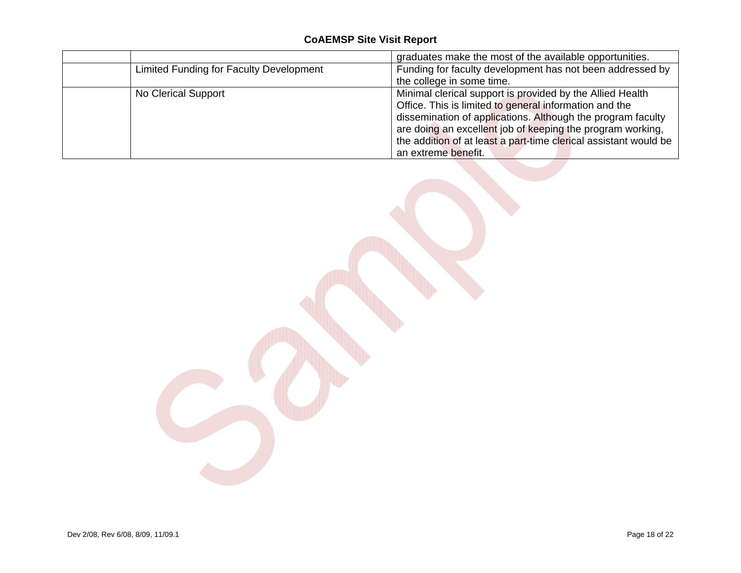| | | |
|---|---|---|
| | | graduates make the most of the available opportunities. |
| | Limited Funding for Faculty Development | Funding for faculty development has not been addressed by the college in some time. |
| | No Clerical Support | Minimal clerical support is provided by the Allied Health Office. This is limited to general information and the dissemination of applications. Although the program faculty are doing an excellent job of keeping the program working, the addition of at least a part-time clerical assistant would be an extreme benefit. |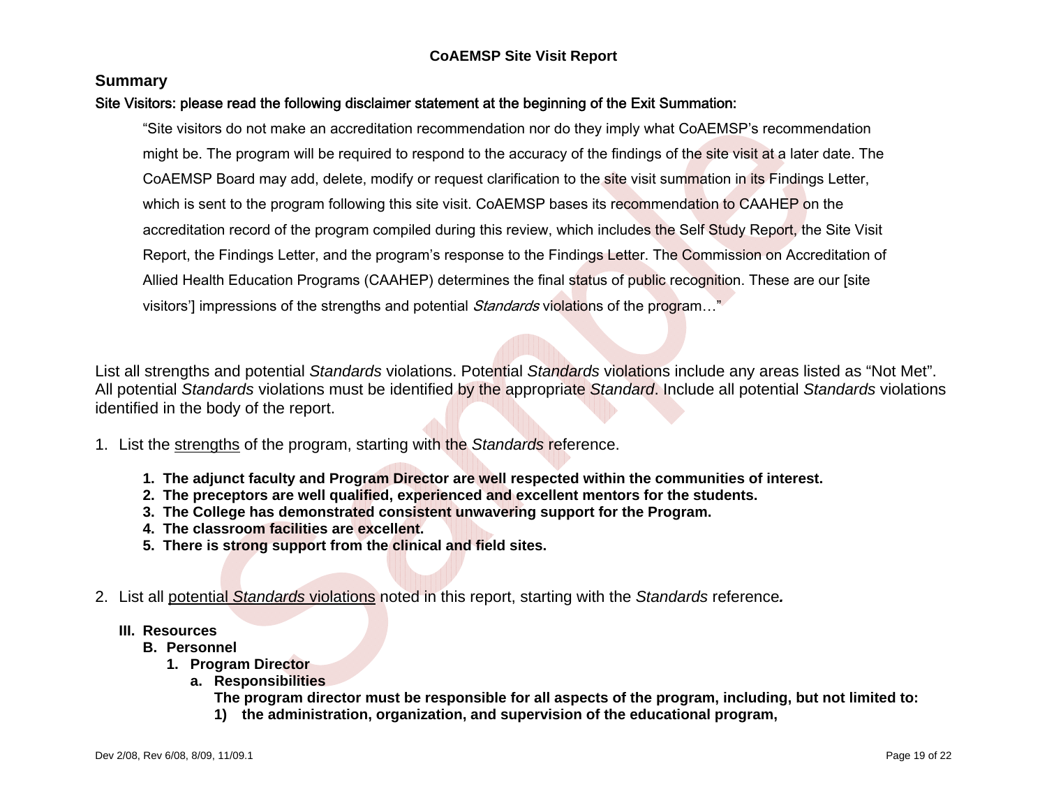**CoAEMSP Site Visit Report**

## Summary

**Site Visitors: please read the following disclaimer statement at the beginning of the Exit Summation:**

> "Site visitors do not make an accreditation recommendation nor do they imply what CoAEMSP's recommendation might be. The program will be required to respond to the accuracy of the findings of the site visit at a later date. The CoAEMSP Board may add, delete, modify or request clarification to the site visit summation in its Findings Letter, which is sent to the program following this site visit. CoAEMSP bases its recommendation to CAAHEP on the accreditation record of the program compiled during this review, which includes the Self Study Report, the Site Visit Report, the Findings Letter, and the program's response to the Findings Letter. The Commission on Accreditation of Allied Health Education Programs (CAAHEP) determines the final status of public recognition. These are our [site visitors'] impressions of the strengths and potential *Standards* violations of the program…"

List all strengths and potential *Standards* violations. Potential *Standards* violations include any areas listed as "Not Met". All potential *Standards* violations must be identified by the appropriate *Standard*. Include all potential *Standards* violations identified in the body of the report.

1. List the strengths of the program, starting with the *Standards* reference.

    1. **The adjunct faculty and Program Director are well respected within the communities of interest.**
    2. **The preceptors are well qualified, experienced and excellent mentors for the students.**
    3. **The College has demonstrated consistent unwavering support for the Program.**
    4. **The classroom facilities are excellent.**
    5. **There is strong support from the clinical and field sites.**

2. List all potential *Standards* violations noted in this report, starting with the *Standards* reference.

    **III. Resources**

    **B. Personnel**

    **1. Program Director**

    **a. Responsibilities**

    **The program director must be responsible for all aspects of the program, including, but not limited to:**

    **1) the administration, organization, and supervision of the educational program,**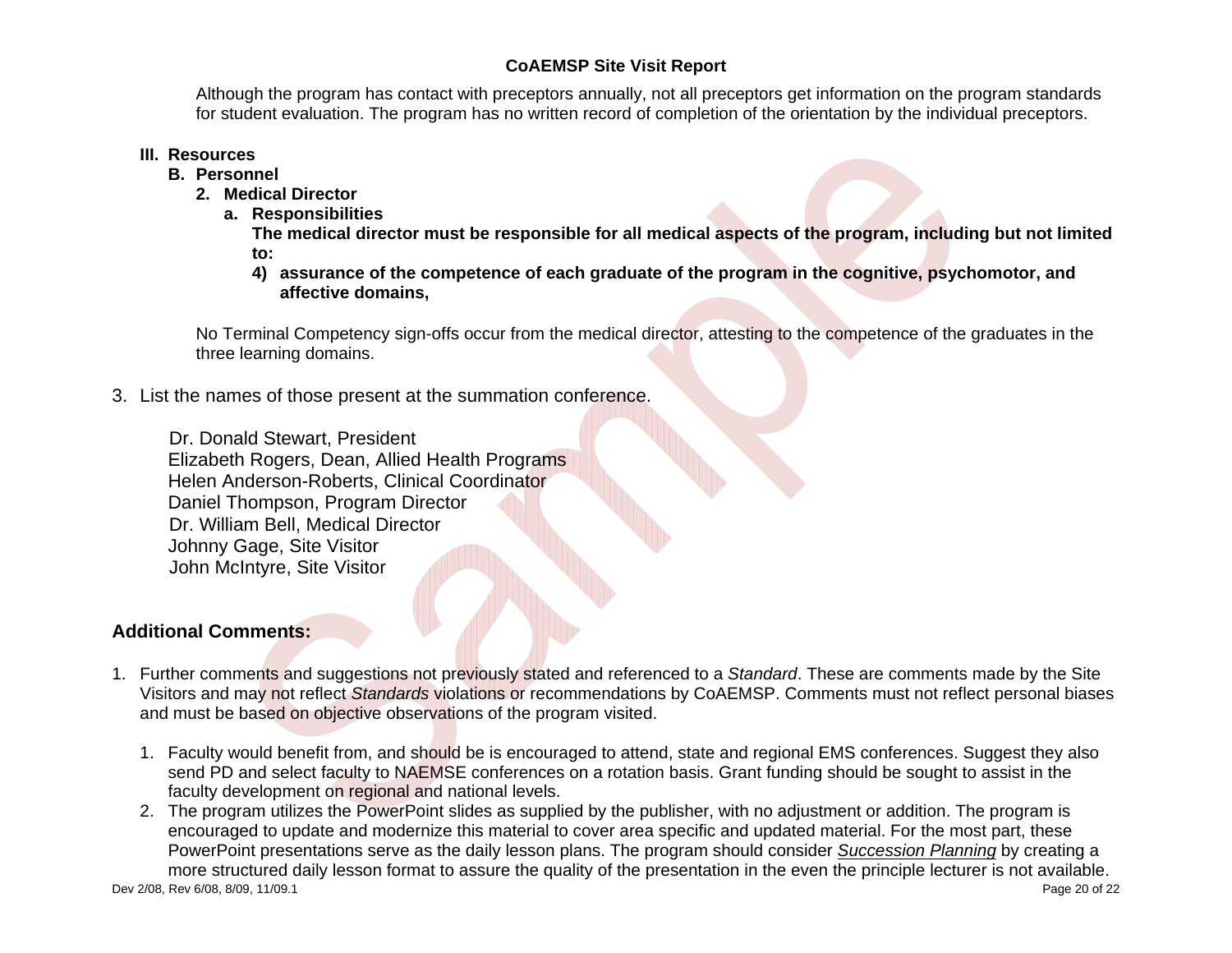Although the program has contact with preceptors annually, not all preceptors get information on the program standards for student evaluation. The program has no written record of completion of the orientation by the individual preceptors.

**III. Resources**

**B. Personnel**

**2. Medical Director**

**a. Responsibilities**

**The medical director must be responsible for all medical aspects of the program, including but not limited to:**

**4) assurance of the competence of each graduate of the program in the cognitive, psychomotor, and affective domains,**

No Terminal Competency sign-offs occur from the medical director, attesting to the competence of the graduates in the three learning domains.

3. List the names of those present at the summation conference.

Dr. Donald Stewart, President
Elizabeth Rogers, Dean, Allied Health Programs
Helen Anderson-Roberts, Clinical Coordinator
Daniel Thompson, Program Director
Dr. William Bell, Medical Director
Johnny Gage, Site Visitor
John McIntyre, Site Visitor

## Additional Comments:

1. Further comments and suggestions not previously stated and referenced to a *Standard*. These are comments made by the Site Visitors and may not reflect *Standards* violations or recommendations by CoAEMSP. Comments must not reflect personal biases and must be based on objective observations of the program visited.

   1. Faculty would benefit from, and should be is encouraged to attend, state and regional EMS conferences. Suggest they also send PD and select faculty to NAEMSE conferences on a rotation basis. Grant funding should be sought to assist in the faculty development on regional and national levels.
   2. The program utilizes the PowerPoint slides as supplied by the publisher, with no adjustment or addition. The program is encouraged to update and modernize this material to cover area specific and updated material. For the most part, these PowerPoint presentations serve as the daily lesson plans. The program should consider *Succession Planning* by creating a more structured daily lesson format to assure the quality of the presentation in the even the principle lecturer is not available.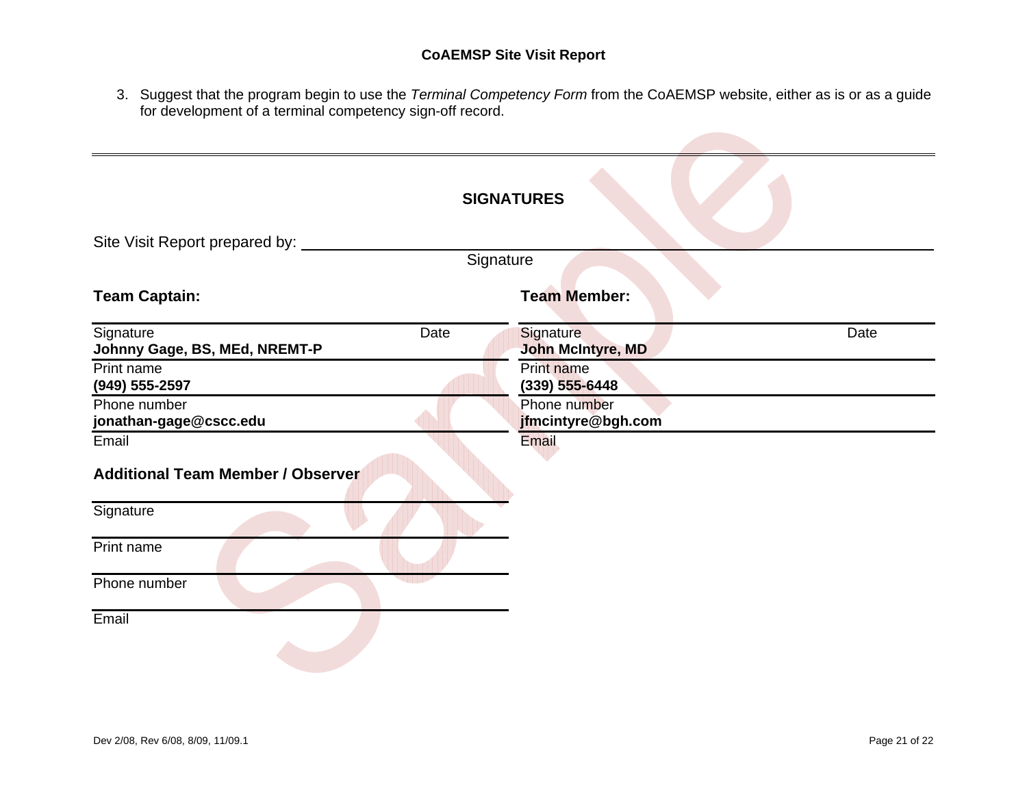3. Suggest that the program begin to use the *Terminal Competency Form* from the CoAEMSP website, either as is or as a guide for development of a terminal competency sign-off record.

---

## SIGNATURES

Site Visit Report prepared by: ______________________________________________
Signature

| **Team Captain:** | | **Team Member:** | |
|---|---|---|---|
| Signature | Date | Signature | Date |
| **Johnny Gage, BS, MEd, NREMT-P** | | **John McIntyre, MD** | |
| Print name | | Print name | |
| **(949) 555-2597** | | **(339) 555-6448** | |
| Phone number | | Phone number | |
| **jonathan-gage@cscc.edu** | | **jfmcintyre@bgh.com** | |
| Email | | Email | |

**Additional Team Member / Observer**

______________________________
Signature

______________________________
Print name

______________________________
Phone number

______________________________
Email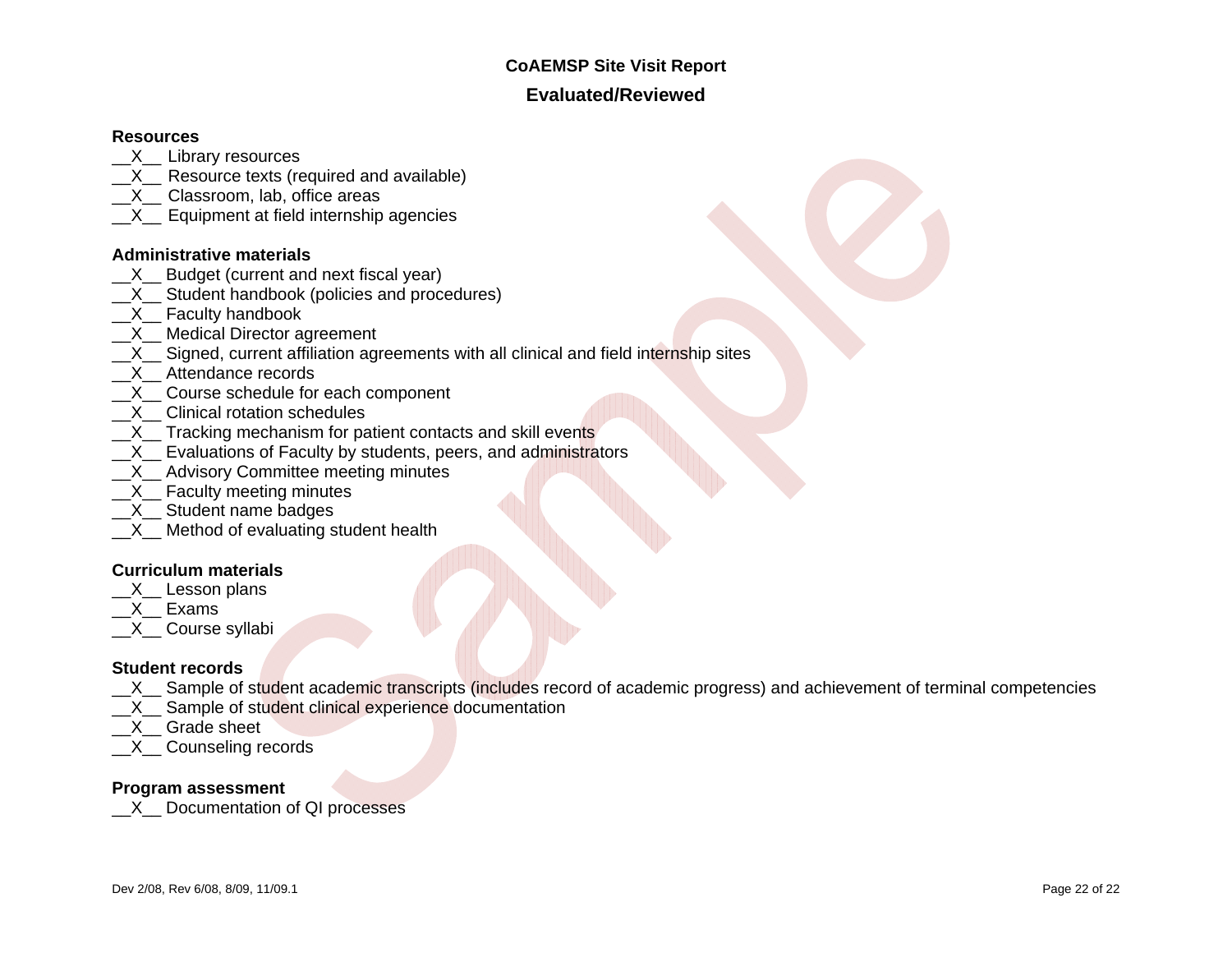**CoAEMSP Site Visit Report**

**Evaluated/Reviewed**

**Resources**

__X__ Library resources
__X__ Resource texts (required and available)
__X__ Classroom, lab, office areas
__X__ Equipment at field internship agencies

**Administrative materials**

__X__ Budget (current and next fiscal year)
__X__ Student handbook (policies and procedures)
__X__ Faculty handbook
__X__ Medical Director agreement
__X__ Signed, current affiliation agreements with all clinical and field internship sites
__X__ Attendance records
__X__ Course schedule for each component
__X__ Clinical rotation schedules
__X__ Tracking mechanism for patient contacts and skill events
__X__ Evaluations of Faculty by students, peers, and administrators
__X__ Advisory Committee meeting minutes
__X__ Faculty meeting minutes
__X__ Student name badges
__X__ Method of evaluating student health

**Curriculum materials**

__X__ Lesson plans
__X__ Exams
__X__ Course syllabi

**Student records**

__X__ Sample of student academic transcripts (includes record of academic progress) and achievement of terminal competencies
__X__ Sample of student clinical experience documentation
__X__ Grade sheet
__X__ Counseling records

**Program assessment**

__X__ Documentation of QI processes

Dev 2/08, Rev 6/08, 8/09, 11/09.1